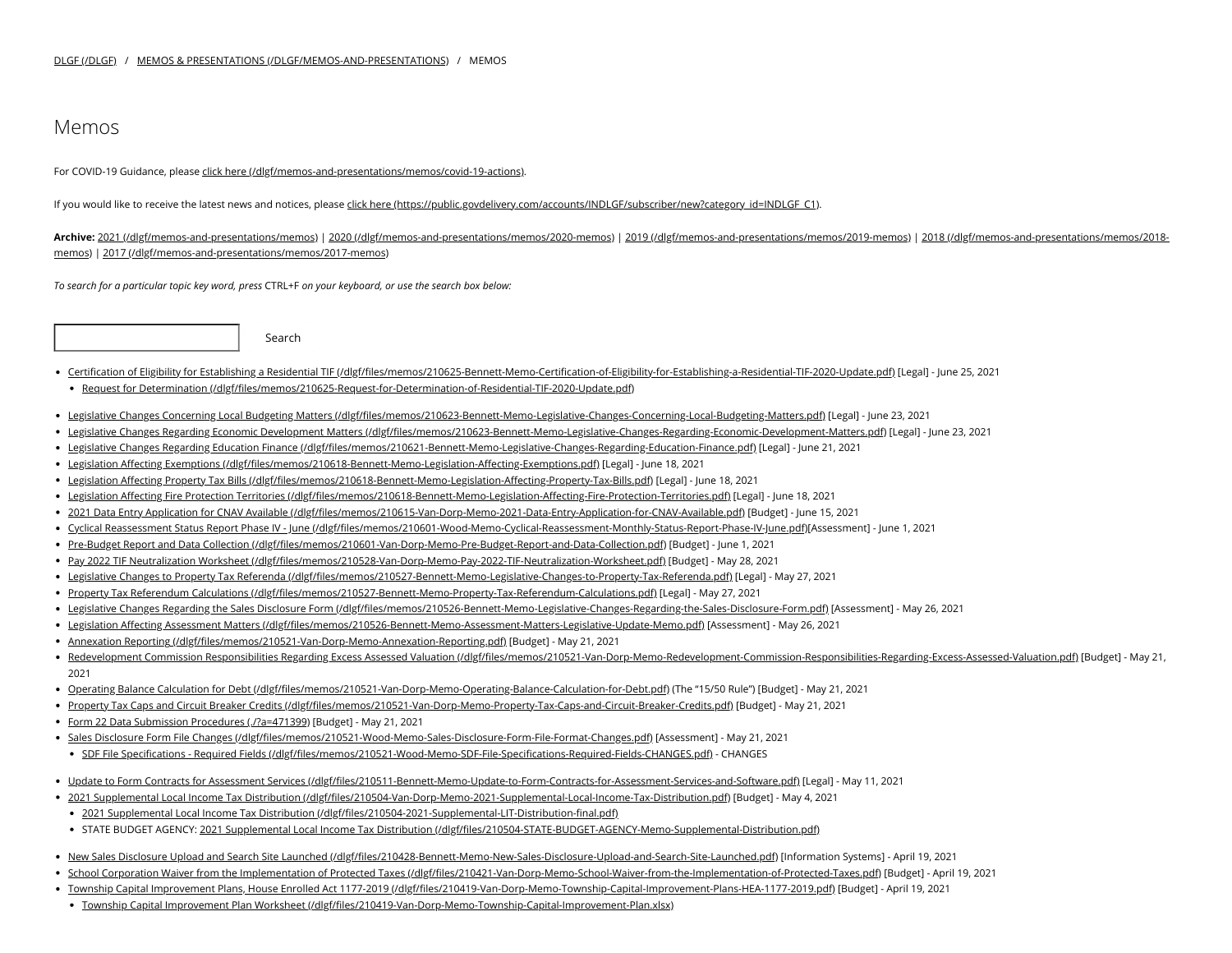DLGF (/DLGF) / MEMOS & PRESENTATIONS (/DLGF/MEMOS-AND-PRESENTATIONS) / MEMOS

# Memos

For COVID-19 Guidance, please click here (/dlgf/memos-and-presentations/memos/covid-19-actions).

If you would like to receive the latest news and notices, please click here (https://public.govdelivery.com/accounts/INDLGF/subscriber/new?category_id=INDLGF_C1).

**Archive:** 2021 (/dlgf/memos-and-presentations/memos) | 2020 (/dlgf/memos-and-presentations/memos/2020-memos) | 2019 (/dlgf/memos-and-presentations/memos/2019-memos) | 2018 (/dlgf/memos-and-presentations/memos/2018-memos) | 2017 (/dlgf/memos-and-presentations/memos/2017-memos)

*To search for a particular topic key word, press* CTRL+F *on your keyboard, or use the search box below:*

Search

- Certification of Eligibility for Establishing a Residential TIF (/dlgf/files/memos/210625-Bennett-Memo-Certification-of-Eligibility-for-Establishing-a-Residential-TIF-2020-Update.pdf) [Legal] - June 25, 2021
  - Request for Determination (/dlgf/files/memos/210625-Request-for-Determination-of-Residential-TIF-2020-Update.pdf)

- Legislative Changes Concerning Local Budgeting Matters (/dlgf/files/memos/210623-Bennett-Memo-Legislative-Changes-Concerning-Local-Budgeting-Matters.pdf) [Legal] - June 23, 2021
- Legislative Changes Regarding Economic Development Matters (/dlgf/files/memos/210623-Bennett-Memo-Legislative-Changes-Regarding-Economic-Development-Matters.pdf) [Legal] - June 23, 2021
- Legislative Changes Regarding Education Finance (/dlgf/files/memos/210621-Bennett-Memo-Legislative-Changes-Regarding-Education-Finance.pdf) [Legal] - June 21, 2021
- Legislation Affecting Exemptions (/dlgf/files/memos/210618-Bennett-Memo-Legislation-Affecting-Exemptions.pdf) [Legal] - June 18, 2021
- Legislation Affecting Property Tax Bills (/dlgf/files/memos/210618-Bennett-Memo-Legislation-Affecting-Property-Tax-Bills.pdf) [Legal] - June 18, 2021
- Legislation Affecting Fire Protection Territories (/dlgf/files/memos/210618-Bennett-Memo-Legislation-Affecting-Fire-Protection-Territories.pdf) [Legal] - June 18, 2021
- 2021 Data Entry Application for CNAV Available (/dlgf/files/memos/210615-Van-Dorp-Memo-2021-Data-Entry-Application-for-CNAV-Available.pdf) [Budget] - June 15, 2021
- Cyclical Reassessment Status Report Phase IV - June (/dlgf/files/memos/210601-Wood-Memo-Cyclical-Reassessment-Monthly-Status-Report-Phase-IV-June.pdf)[Assessment] - June 1, 2021
- Pre-Budget Report and Data Collection (/dlgf/files/memos/210601-Van-Dorp-Memo-Pre-Budget-Report-and-Data-Collection.pdf) [Budget] - June 1, 2021
- Pay 2022 TIF Neutralization Worksheet (/dlgf/files/memos/210528-Van-Dorp-Memo-Pay-2022-TIF-Neutralization-Worksheet.pdf) [Budget] - May 28, 2021
- Legislative Changes to Property Tax Referenda (/dlgf/files/memos/210527-Bennett-Memo-Legislative-Changes-to-Property-Tax-Referenda.pdf) [Legal] - May 27, 2021
- Property Tax Referendum Calculations (/dlgf/files/memos/210527-Bennett-Memo-Property-Tax-Referendum-Calculations.pdf) [Legal] - May 27, 2021
- Legislative Changes Regarding the Sales Disclosure Form (/dlgf/files/memos/210526-Bennett-Memo-Legislative-Changes-Regarding-the-Sales-Disclosure-Form.pdf) [Assessment] - May 26, 2021
- Legislation Affecting Assessment Matters (/dlgf/files/memos/210526-Bennett-Memo-Assessment-Matters-Legislative-Update-Memo.pdf) [Assessment] - May 26, 2021
- Annexation Reporting (/dlgf/files/memos/210521-Van-Dorp-Memo-Annexation-Reporting.pdf) [Budget] - May 21, 2021
- Redevelopment Commission Responsibilities Regarding Excess Assessed Valuation (/dlgf/files/memos/210521-Van-Dorp-Memo-Redevelopment-Commission-Responsibilities-Regarding-Excess-Assessed-Valuation.pdf) [Budget] - May 21, 2021
- Operating Balance Calculation for Debt (/dlgf/files/memos/210521-Van-Dorp-Memo-Operating-Balance-Calculation-for-Debt.pdf) (The "15/50 Rule") [Budget] - May 21, 2021
- Property Tax Caps and Circuit Breaker Credits (/dlgf/files/memos/210521-Van-Dorp-Memo-Property-Tax-Caps-and-Circuit-Breaker-Credits.pdf) [Budget] - May 21, 2021
- Form 22 Data Submission Procedures (./?a=471399) [Budget] - May 21, 2021
- Sales Disclosure Form File Changes (/dlgf/files/memos/210521-Wood-Memo-Sales-Disclosure-Form-File-Format-Changes.pdf) [Assessment] - May 21, 2021
  - SDF File Specifications - Required Fields (/dlgf/files/memos/210521-Wood-Memo-SDF-File-Specifications-Required-Fields-CHANGES.pdf) - CHANGES

- Update to Form Contracts for Assessment Services (/dlgf/files/210511-Bennett-Memo-Update-to-Form-Contracts-for-Assessment-Services-and-Software.pdf) [Legal] - May 11, 2021
- 2021 Supplemental Local Income Tax Distribution (/dlgf/files/210504-Van-Dorp-Memo-2021-Supplemental-Local-Income-Tax-Distribution.pdf) [Budget] - May 4, 2021
  - 2021 Supplemental Local Income Tax Distribution (/dlgf/files/210504-2021-Supplemental-LIT-Distribution-final.pdf)
  - STATE BUDGET AGENCY: 2021 Supplemental Local Income Tax Distribution (/dlgf/files/210504-STATE-BUDGET-AGENCY-Memo-Supplemental-Distribution.pdf)

- New Sales Disclosure Upload and Search Site Launched (/dlgf/files/210428-Bennett-Memo-New-Sales-Disclosure-Upload-and-Search-Site-Launched.pdf) [Information Systems] - April 19, 2021
- School Corporation Waiver from the Implementation of Protected Taxes (/dlgf/files/210421-Van-Dorp-Memo-School-Waiver-from-the-Implementation-of-Protected-Taxes.pdf) [Budget] - April 19, 2021
- Township Capital Improvement Plans, House Enrolled Act 1177-2019 (/dlgf/files/210419-Van-Dorp-Memo-Township-Capital-Improvement-Plans-HEA-1177-2019.pdf) [Budget] - April 19, 2021
  - Township Capital Improvement Plan Worksheet (/dlgf/files/210419-Van-Dorp-Memo-Township-Capital-Improvement-Plan.xlsx)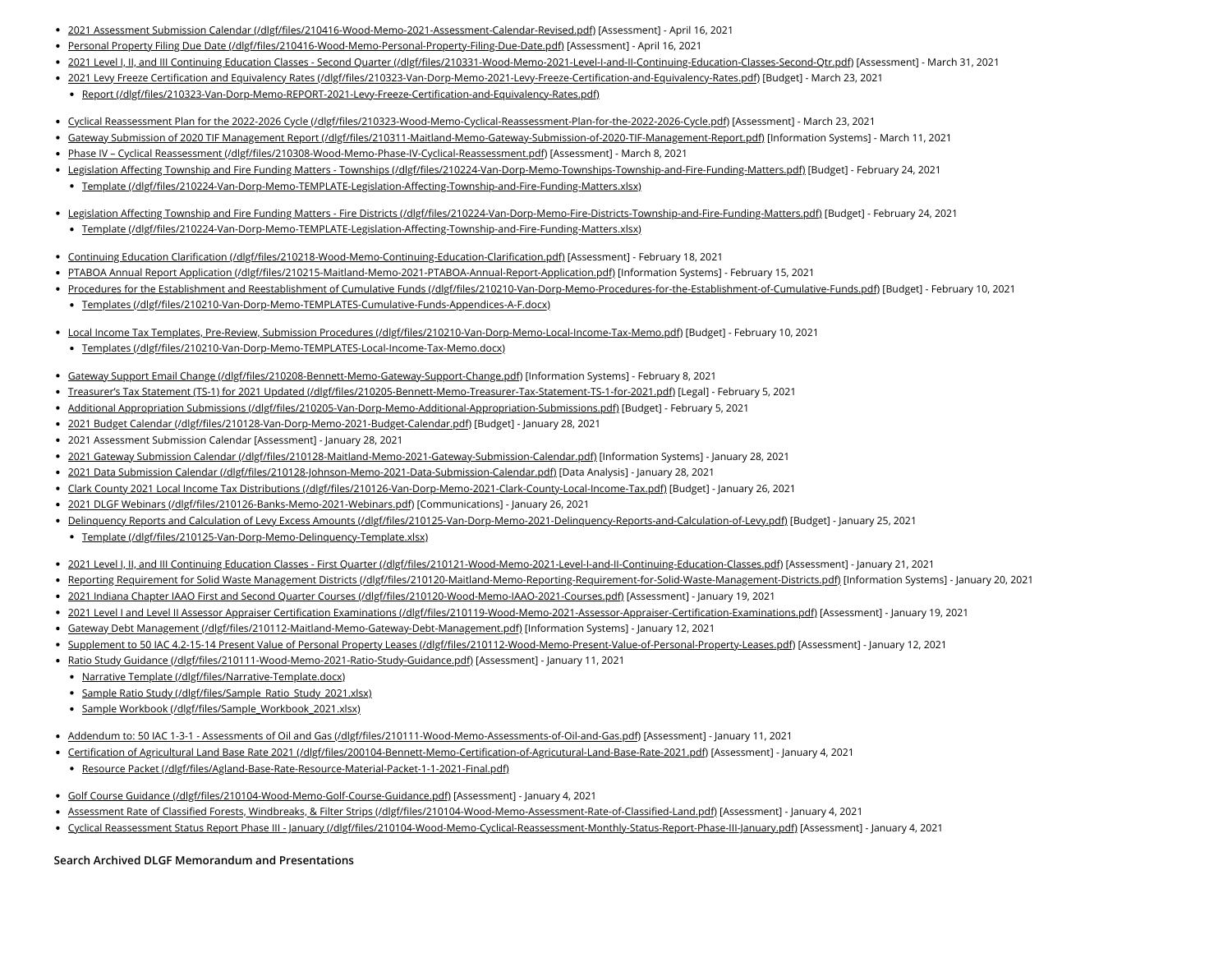- 2021 Assessment Submission Calendar (/dlgf/files/210416-Wood-Memo-2021-Assessment-Calendar-Revised.pdf) [Assessment] - April 16, 2021
- Personal Property Filing Due Date (/dlgf/files/210416-Wood-Memo-Personal-Property-Filing-Due-Date.pdf) [Assessment] - April 16, 2021
- 2021 Level I, II, and III Continuing Education Classes - Second Quarter (/dlgf/files/210331-Wood-Memo-2021-Level-I-and-II-Continuing-Education-Classes-Second-Qtr.pdf) [Assessment] - March 31, 2021
- 2021 Levy Freeze Certification and Equivalency Rates (/dlgf/files/210323-Van-Dorp-Memo-2021-Levy-Freeze-Certification-and-Equivalency-Rates.pdf) [Budget] - March 23, 2021
  - Report (/dlgf/files/210323-Van-Dorp-Memo-REPORT-2021-Levy-Freeze-Certification-and-Equivalency-Rates.pdf)
- Cyclical Reassessment Plan for the 2022-2026 Cycle (/dlgf/files/210323-Wood-Memo-Cyclical-Reassessment-Plan-for-the-2022-2026-Cycle.pdf) [Assessment] - March 23, 2021
- Gateway Submission of 2020 TIF Management Report (/dlgf/files/210311-Maitland-Memo-Gateway-Submission-of-2020-TIF-Management-Report.pdf) [Information Systems] - March 11, 2021
- Phase IV – Cyclical Reassessment (/dlgf/files/210308-Wood-Memo-Phase-IV-Cyclical-Reassessment.pdf) [Assessment] - March 8, 2021
- Legislation Affecting Township and Fire Funding Matters - Townships (/dlgf/files/210224-Van-Dorp-Memo-Townships-Township-and-Fire-Funding-Matters.pdf) [Budget] - February 24, 2021
  - Template (/dlgf/files/210224-Van-Dorp-Memo-TEMPLATE-Legislation-Affecting-Township-and-Fire-Funding-Matters.xlsx)
- Legislation Affecting Township and Fire Funding Matters - Fire Districts (/dlgf/files/210224-Van-Dorp-Memo-Fire-Districts-Township-and-Fire-Funding-Matters.pdf) [Budget] - February 24, 2021
  - Template (/dlgf/files/210224-Van-Dorp-Memo-TEMPLATE-Legislation-Affecting-Township-and-Fire-Funding-Matters.xlsx)
- Continuing Education Clarification (/dlgf/files/210218-Wood-Memo-Continuing-Education-Clarification.pdf) [Assessment] - February 18, 2021
- PTABOA Annual Report Application (/dlgf/files/210215-Maitland-Memo-2021-PTABOA-Annual-Report-Application.pdf) [Information Systems] - February 15, 2021
- Procedures for the Establishment and Reestablishment of Cumulative Funds (/dlgf/files/210210-Van-Dorp-Memo-Procedures-for-the-Establishment-of-Cumulative-Funds.pdf) [Budget] - February 10, 2021
  - Templates (/dlgf/files/210210-Van-Dorp-Memo-TEMPLATES-Cumulative-Funds-Appendices-A-F.docx)
- Local Income Tax Templates, Pre-Review, Submission Procedures (/dlgf/files/210210-Van-Dorp-Memo-Local-Income-Tax-Memo.pdf) [Budget] - February 10, 2021
  - Templates (/dlgf/files/210210-Van-Dorp-Memo-TEMPLATES-Local-Income-Tax-Memo.docx)
- Gateway Support Email Change (/dlgf/files/210208-Bennett-Memo-Gateway-Support-Change.pdf) [Information Systems] - February 8, 2021
- Treasurer's Tax Statement (TS-1) for 2021 Updated (/dlgf/files/210205-Bennett-Memo-Treasurer-Tax-Statement-TS-1-for-2021.pdf) [Legal] - February 5, 2021
- Additional Appropriation Submissions (/dlgf/files/210205-Van-Dorp-Memo-Additional-Appropriation-Submissions.pdf) [Budget] - February 5, 2021
- 2021 Budget Calendar (/dlgf/files/210128-Van-Dorp-Memo-2021-Budget-Calendar.pdf) [Budget] - January 28, 2021
- 2021 Assessment Submission Calendar [Assessment] - January 28, 2021
- 2021 Gateway Submission Calendar (/dlgf/files/210128-Maitland-Memo-2021-Gateway-Submission-Calendar.pdf) [Information Systems] - January 28, 2021
- 2021 Data Submission Calendar (/dlgf/files/210128-Johnson-Memo-2021-Data-Submission-Calendar.pdf) [Data Analysis] - January 28, 2021
- Clark County 2021 Local Income Tax Distributions (/dlgf/files/210126-Van-Dorp-Memo-2021-Clark-County-Local-Income-Tax.pdf) [Budget] - January 26, 2021
- 2021 DLGF Webinars (/dlgf/files/210126-Banks-Memo-2021-Webinars.pdf) [Communications] - January 26, 2021
- Delinquency Reports and Calculation of Levy Excess Amounts (/dlgf/files/210125-Van-Dorp-Memo-2021-Delinquency-Reports-and-Calculation-of-Levy.pdf) [Budget] - January 25, 2021
  - Template (/dlgf/files/210125-Van-Dorp-Memo-Delinquency-Template.xlsx)
- 2021 Level I, II, and III Continuing Education Classes - First Quarter (/dlgf/files/210121-Wood-Memo-2021-Level-I-and-II-Continuing-Education-Classes.pdf) [Assessment] - January 21, 2021
- Reporting Requirement for Solid Waste Management Districts (/dlgf/files/210120-Maitland-Memo-Reporting-Requirement-for-Solid-Waste-Management-Districts.pdf) [Information Systems] - January 20, 2021
- 2021 Indiana Chapter IAAO First and Second Quarter Courses (/dlgf/files/210120-Wood-Memo-IAAO-2021-Courses.pdf) [Assessment] - January 19, 2021
- 2021 Level I and Level II Assessor Appraiser Certification Examinations (/dlgf/files/210119-Wood-Memo-2021-Assessor-Appraiser-Certification-Examinations.pdf) [Assessment] - January 19, 2021
- Gateway Debt Management (/dlgf/files/210112-Maitland-Memo-Gateway-Debt-Management.pdf) [Information Systems] - January 12, 2021
- Supplement to 50 IAC 4.2-15-14 Present Value of Personal Property Leases (/dlgf/files/210112-Wood-Memo-Present-Value-of-Personal-Leases.pdf) [Assessment] - January 12, 2021
- Ratio Study Guidance (/dlgf/files/210111-Wood-Memo-2021-Ratio-Study-Guidance.pdf) [Assessment] - January 11, 2021
  - Narrative Template (/dlgf/files/Narrative-Template.docx)
  - Sample Ratio Study (/dlgf/files/Sample_Ratio_Study_2021.xlsx)
  - Sample Workbook (/dlgf/files/Sample_Workbook_2021.xlsx)
- Addendum to: 50 IAC 1-3-1 - Assessments of Oil and Gas (/dlgf/files/210111-Wood-Memo-Assessments-of-Oil-and-Gas.pdf) [Assessment] - January 11, 2021
- Certification of Agricultural Land Base Rate 2021 (/dlgf/files/200104-Bennett-Memo-Certification-of-Agricultural-Land-Base-Rate-2021.pdf) [Assessment] - January 4, 2021
  - Resource Packet (/dlgf/files/Agland-Base-Rate-Resource-Material-Packet-1-1-2021-Final.pdf)
- Golf Course Guidance (/dlgf/files/210104-Wood-Memo-Golf-Course-Guidance.pdf) [Assessment] - January 4, 2021
- Assessment Rate of Classified Forests, Windbreaks, & Filter Strips (/dlgf/files/210104-Wood-Memo-Assessment-Rate-of-Classified-Land.pdf) [Assessment] - January 4, 2021
- Cyclical Reassessment Status Report Phase III - January (/dlgf/files/210104-Wood-Memo-Cyclical-Reassessment-Monthly-Status-Report-Phase-III-January.pdf) [Assessment] - January 4, 2021

**Search Archived DLGF Memorandum and Presentations**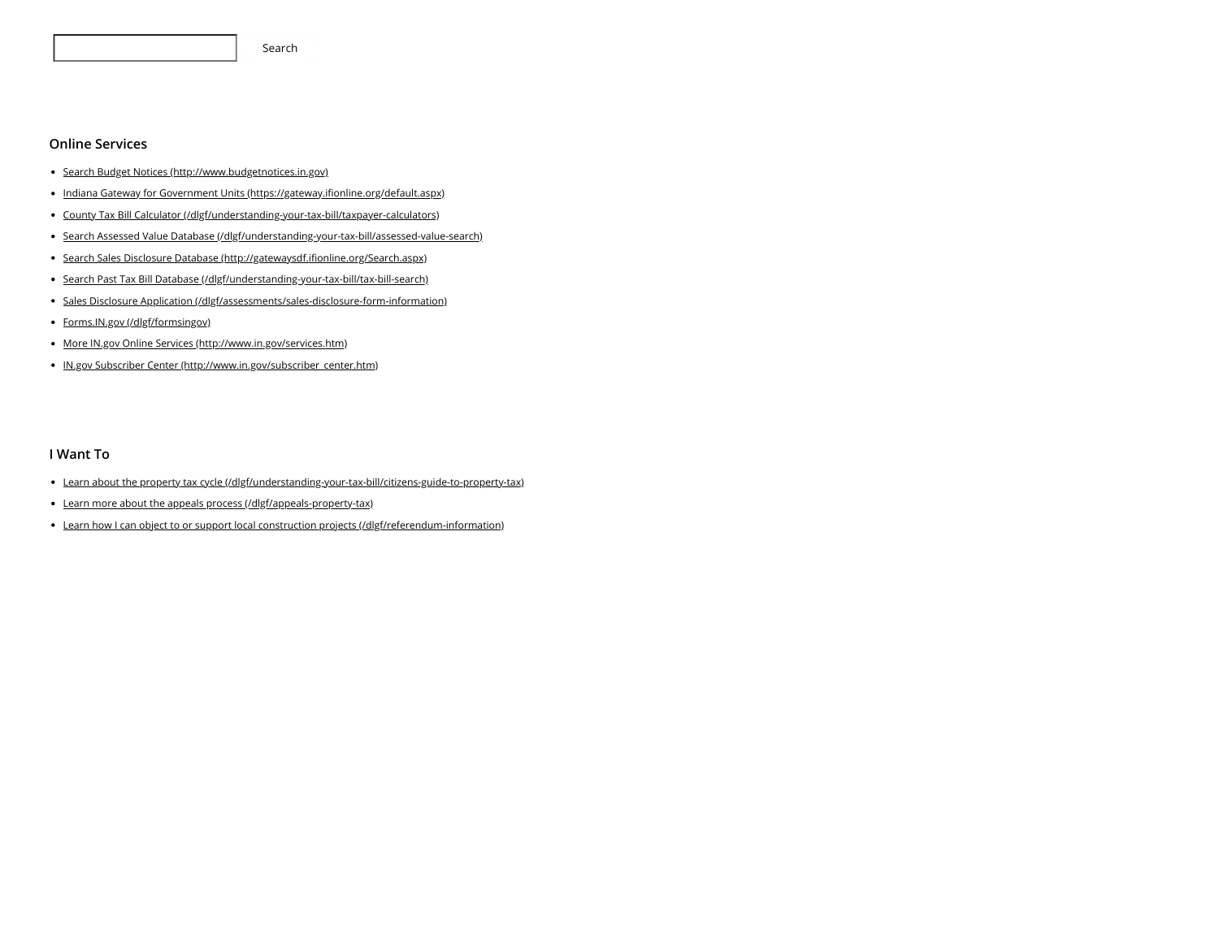Search

## Online Services

- Search Budget Notices (http://www.budgetnotices.in.gov)
- Indiana Gateway for Government Units (https://gateway.ifionline.org/default.aspx)
- County Tax Bill Calculator (/dlgf/understanding-your-tax-bill/taxpayer-calculators)
- Search Assessed Value Database (/dlgf/understanding-your-tax-bill/assessed-value-search)
- Search Sales Disclosure Database (http://gatewaysdf.ifionline.org/Search.aspx)
- Search Past Tax Bill Database (/dlgf/understanding-your-tax-bill/tax-bill-search)
- Sales Disclosure Application (/dlgf/assessments/sales-disclosure-form-information)
- Forms.IN.gov (/dlgf/formsingov)
- More IN.gov Online Services (http://www.in.gov/services.htm)
- IN.gov Subscriber Center (http://www.in.gov/subscriber_center.htm)

## I Want To

- Learn about the property tax cycle (/dlgf/understanding-your-tax-bill/citizens-guide-to-property-tax)
- Learn more about the appeals process (/dlgf/appeals-property-tax)
- Learn how I can object to or support local construction projects (/dlgf/referendum-information)